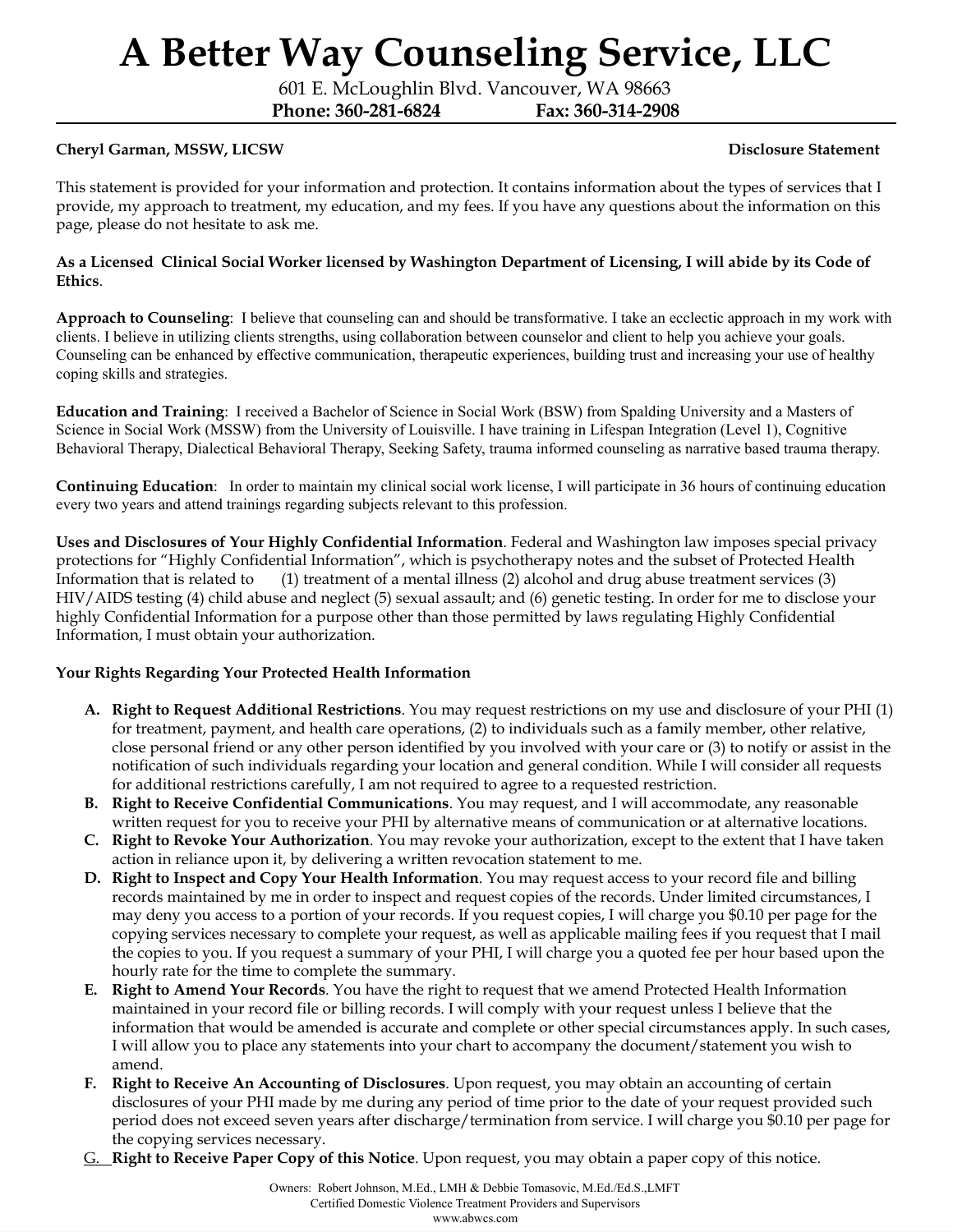# A Better Way Counseling Service, LLC

601 E. McLoughlin Blvd. Vancouver, WA 98663

**Phone: 360-281-6824** **Fax: 360-314-2908**

**Cheryl Garman, MSSW, LICSW** **Disclosure Statement**

This statement is provided for your information and protection. It contains information about the types of services that I provide, my approach to treatment, my education, and my fees. If you have any questions about the information on this page, please do not hesitate to ask me.

**As a Licensed Clinical Social Worker licensed by Washington Department of Licensing, I will abide by its Code of Ethics**.

**Approach to Counseling**: I believe that counseling can and should be transformative. I take an ecclectic approach in my work with clients. I believe in utilizing clients strengths, using collaboration between counselor and client to help you achieve your goals. Counseling can be enhanced by effective communication, therapeutic experiences, building trust and increasing your use of healthy coping skills and strategies.

**Education and Training**: I received a Bachelor of Science in Social Work (BSW) from Spalding University and a Masters of Science in Social Work (MSSW) from the University of Louisville. I have training in Lifespan Integration (Level 1), Cognitive Behavioral Therapy, Dialectical Behavioral Therapy, Seeking Safety, trauma informed counseling as narrative based trauma therapy.

**Continuing Education**: In order to maintain my clinical social work license, I will participate in 36 hours of continuing education every two years and attend trainings regarding subjects relevant to this profession.

**Uses and Disclosures of Your Highly Confidential Information**. Federal and Washington law imposes special privacy protections for "Highly Confidential Information", which is psychotherapy notes and the subset of Protected Health Information that is related to (1) treatment of a mental illness (2) alcohol and drug abuse treatment services (3) HIV/AIDS testing (4) child abuse and neglect (5) sexual assault; and (6) genetic testing. In order for me to disclose your highly Confidential Information for a purpose other than those permitted by laws regulating Highly Confidential Information, I must obtain your authorization.

**Your Rights Regarding Your Protected Health Information**

A. **Right to Request Additional Restrictions**. You may request restrictions on my use and disclosure of your PHI (1) for treatment, payment, and health care operations, (2) to individuals such as a family member, other relative, close personal friend or any other person identified by you involved with your care or (3) to notify or assist in the notification of such individuals regarding your location and general condition. While I will consider all requests for additional restrictions carefully, I am not required to agree to a requested restriction.

B. **Right to Receive Confidential Communications**. You may request, and I will accommodate, any reasonable written request for you to receive your PHI by alternative means of communication or at alternative locations.

C. **Right to Revoke Your Authorization**. You may revoke your authorization, except to the extent that I have taken action in reliance upon it, by delivering a written revocation statement to me.

D. **Right to Inspect and Copy Your Health Information**. You may request access to your record file and billing records maintained by me in order to inspect and request copies of the records. Under limited circumstances, I may deny you access to a portion of your records. If you request copies, I will charge you $0.10 per page for the copying services necessary to complete your request, as well as applicable mailing fees if you request that I mail the copies to you. If you request a summary of your PHI, I will charge you a quoted fee per hour based upon the hourly rate for the time to complete the summary.

E. **Right to Amend Your Records**. You have the right to request that we amend Protected Health Information maintained in your record file or billing records. I will comply with your request unless I believe that the information that would be amended is accurate and complete or other special circumstances apply. In such cases, I will allow you to place any statements into your chart to accompany the document/statement you wish to amend.

F. **Right to Receive An Accounting of Disclosures**. Upon request, you may obtain an accounting of certain disclosures of your PHI made by me during any period of time prior to the date of your request provided such period does not exceed seven years after discharge/termination from service. I will charge you $0.10 per page for the copying services necessary.

G. **Right to Receive Paper Copy of this Notice**. Upon request, you may obtain a paper copy of this notice.

Owners: Robert Johnson, M.Ed., LMH & Debbie Tomasovic, M.Ed./Ed.S.,LMFT
Certified Domestic Violence Treatment Providers and Supervisors
www.abwcs.com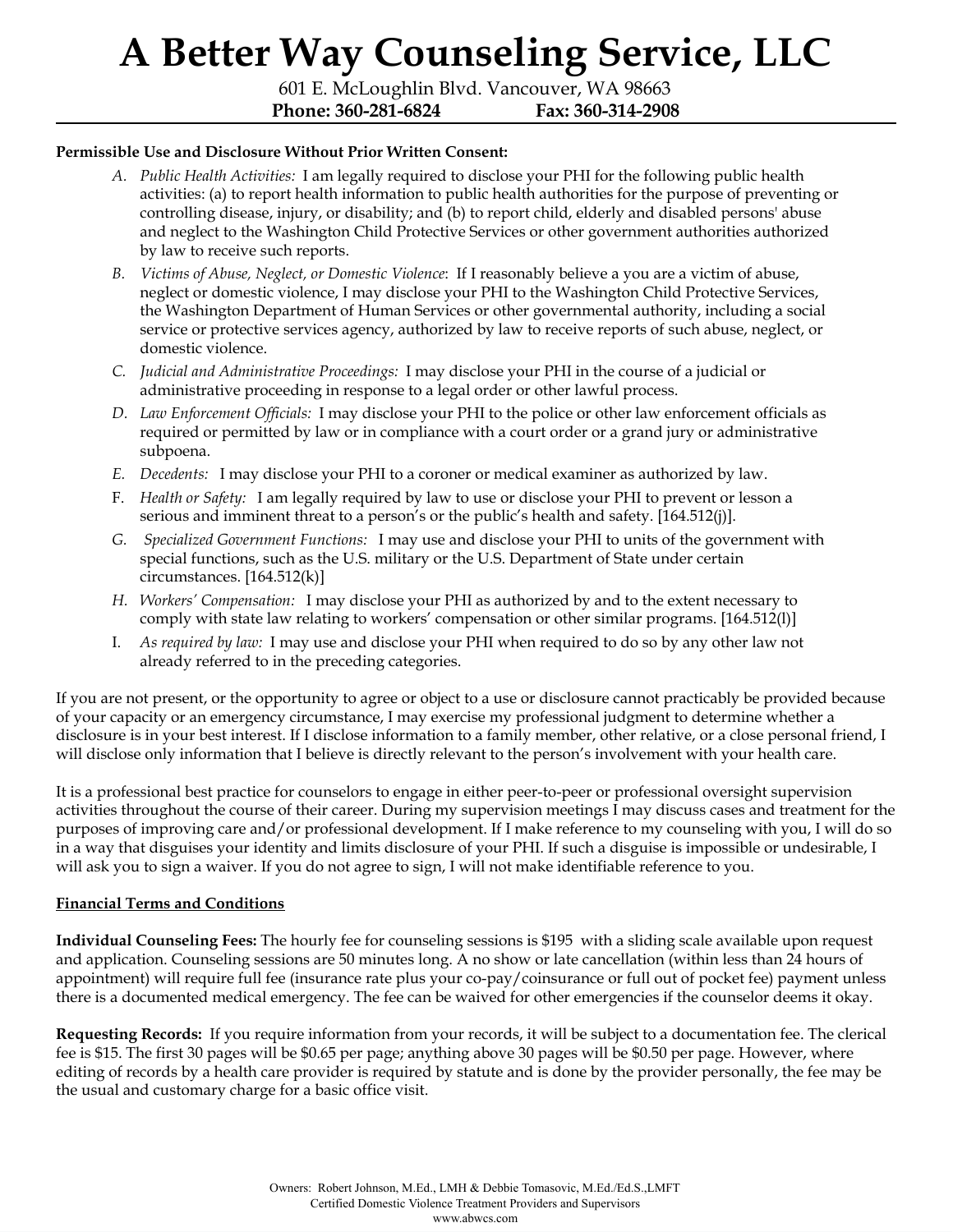**Permissible Use and Disclosure Without Prior Written Consent:**

A. *Public Health Activities:* I am legally required to disclose your PHI for the following public health activities: (a) to report health information to public health authorities for the purpose of preventing or controlling disease, injury, or disability; and (b) to report child, elderly and disabled persons' abuse and neglect to the Washington Child Protective Services or other government authorities authorized by law to receive such reports.

B. *Victims of Abuse, Neglect, or Domestic Violence*: If I reasonably believe a you are a victim of abuse, neglect or domestic violence, I may disclose your PHI to the Washington Child Protective Services, the Washington Department of Human Services or other governmental authority, including a social service or protective services agency, authorized by law to receive reports of such abuse, neglect, or domestic violence.

C. *Judicial and Administrative Proceedings:* I may disclose your PHI in the course of a judicial or administrative proceeding in response to a legal order or other lawful process.

D. *Law Enforcement Officials:* I may disclose your PHI to the police or other law enforcement officials as required or permitted by law or in compliance with a court order or a grand jury or administrative subpoena.

E. *Decedents:* I may disclose your PHI to a coroner or medical examiner as authorized by law.

F. *Health or Safety:* I am legally required by law to use or disclose your PHI to prevent or lesson a serious and imminent threat to a person's or the public's health and safety. [164.512(j)].

G. *Specialized Government Functions:* I may use and disclose your PHI to units of the government with special functions, such as the U.S. military or the U.S. Department of State under certain circumstances. [164.512(k)]

H. *Workers' Compensation:* I may disclose your PHI as authorized by and to the extent necessary to comply with state law relating to workers' compensation or other similar programs. [164.512(l)]

I. *As required by law:* I may use and disclose your PHI when required to do so by any other law not already referred to in the preceding categories.

If you are not present, or the opportunity to agree or object to a use or disclosure cannot practicably be provided because of your capacity or an emergency circumstance, I may exercise my professional judgment to determine whether a disclosure is in your best interest. If I disclose information to a family member, other relative, or a close personal friend, I will disclose only information that I believe is directly relevant to the person's involvement with your health care.

It is a professional best practice for counselors to engage in either peer-to-peer or professional oversight supervision activities throughout the course of their career. During my supervision meetings I may discuss cases and treatment for the purposes of improving care and/or professional development. If I make reference to my counseling with you, I will do so in a way that disguises your identity and limits disclosure of your PHI. If such a disguise is impossible or undesirable, I will ask you to sign a waiver. If you do not agree to sign, I will not make identifiable reference to you.

## Financial Terms and Conditions

**Individual Counseling Fees:** The hourly fee for counseling sessions is $195 with a sliding scale available upon request and application. Counseling sessions are 50 minutes long. A no show or late cancellation (within less than 24 hours of appointment) will require full fee (insurance rate plus your co-pay/coinsurance or full out of pocket fee) payment unless there is a documented medical emergency. The fee can be waived for other emergencies if the counselor deems it okay.

**Requesting Records:** If you require information from your records, it will be subject to a documentation fee. The clerical fee is $15. The first 30 pages will be $0.65 per page; anything above 30 pages will be $0.50 per page. However, where editing of records by a health care provider is required by statute and is done by the provider personally, the fee may be the usual and customary charge for a basic office visit.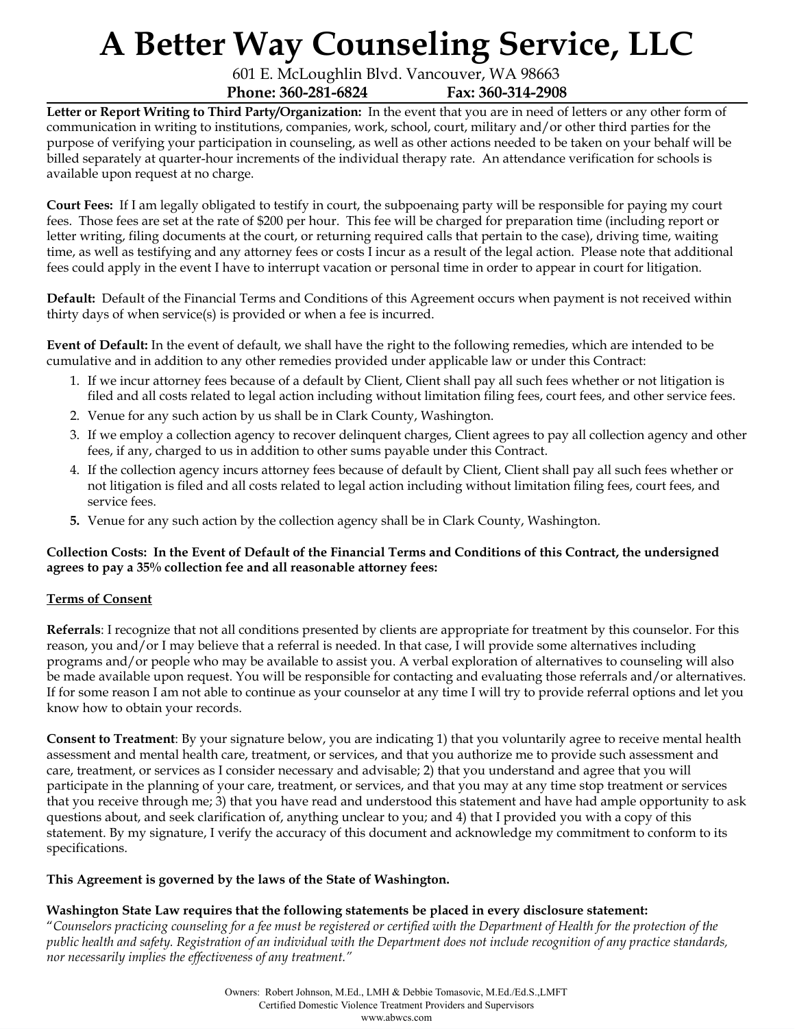**Letter or Report Writing to Third Party/Organization:** In the event that you are in need of letters or any other form of communication in writing to institutions, companies, work, school, court, military and/or other third parties for the purpose of verifying your participation in counseling, as well as other actions needed to be taken on your behalf will be billed separately at quarter-hour increments of the individual therapy rate. An attendance verification for schools is available upon request at no charge.

**Court Fees:** If I am legally obligated to testify in court, the subpoenaing party will be responsible for paying my court fees. Those fees are set at the rate of $200 per hour. This fee will be charged for preparation time (including report or letter writing, filing documents at the court, or returning required calls that pertain to the case), driving time, waiting time, as well as testifying and any attorney fees or costs I incur as a result of the legal action. Please note that additional fees could apply in the event I have to interrupt vacation or personal time in order to appear in court for litigation.

**Default:** Default of the Financial Terms and Conditions of this Agreement occurs when payment is not received within thirty days of when service(s) is provided or when a fee is incurred.

**Event of Default:** In the event of default, we shall have the right to the following remedies, which are intended to be cumulative and in addition to any other remedies provided under applicable law or under this Contract:

1. If we incur attorney fees because of a default by Client, Client shall pay all such fees whether or not litigation is filed and all costs related to legal action including without limitation filing fees, court fees, and other service fees.
2. Venue for any such action by us shall be in Clark County, Washington.
3. If we employ a collection agency to recover delinquent charges, Client agrees to pay all collection agency and other fees, if any, charged to us in addition to other sums payable under this Contract.
4. If the collection agency incurs attorney fees because of default by Client, Client shall pay all such fees whether or not litigation is filed and all costs related to legal action including without limitation filing fees, court fees, and service fees.
5. Venue for any such action by the collection agency shall be in Clark County, Washington.

**Collection Costs: In the Event of Default of the Financial Terms and Conditions of this Contract, the undersigned agrees to pay a 35% collection fee and all reasonable attorney fees:**

## Terms of Consent

**Referrals**: I recognize that not all conditions presented by clients are appropriate for treatment by this counselor. For this reason, you and/or I may believe that a referral is needed. In that case, I will provide some alternatives including programs and/or people who may be available to assist you. A verbal exploration of alternatives to counseling will also be made available upon request. You will be responsible for contacting and evaluating those referrals and/or alternatives. If for some reason I am not able to continue as your counselor at any time I will try to provide referral options and let you know how to obtain your records.

**Consent to Treatment**: By your signature below, you are indicating 1) that you voluntarily agree to receive mental health assessment and mental health care, treatment, or services, and that you authorize me to provide such assessment and care, treatment, or services as I consider necessary and advisable; 2) that you understand and agree that you will participate in the planning of your care, treatment, or services, and that you may at any time stop treatment or services that you receive through me; 3) that you have read and understood this statement and have had ample opportunity to ask questions about, and seek clarification of, anything unclear to you; and 4) that I provided you with a copy of this statement. By my signature, I verify the accuracy of this document and acknowledge my commitment to conform to its specifications.

**This Agreement is governed by the laws of the State of Washington.**

**Washington State Law requires that the following statements be placed in every disclosure statement:**
*"Counselors practicing counseling for a fee must be registered or certified with the Department of Health for the protection of the public health and safety. Registration of an individual with the Department does not include recognition of any practice standards, nor necessarily implies the effectiveness of any treatment."*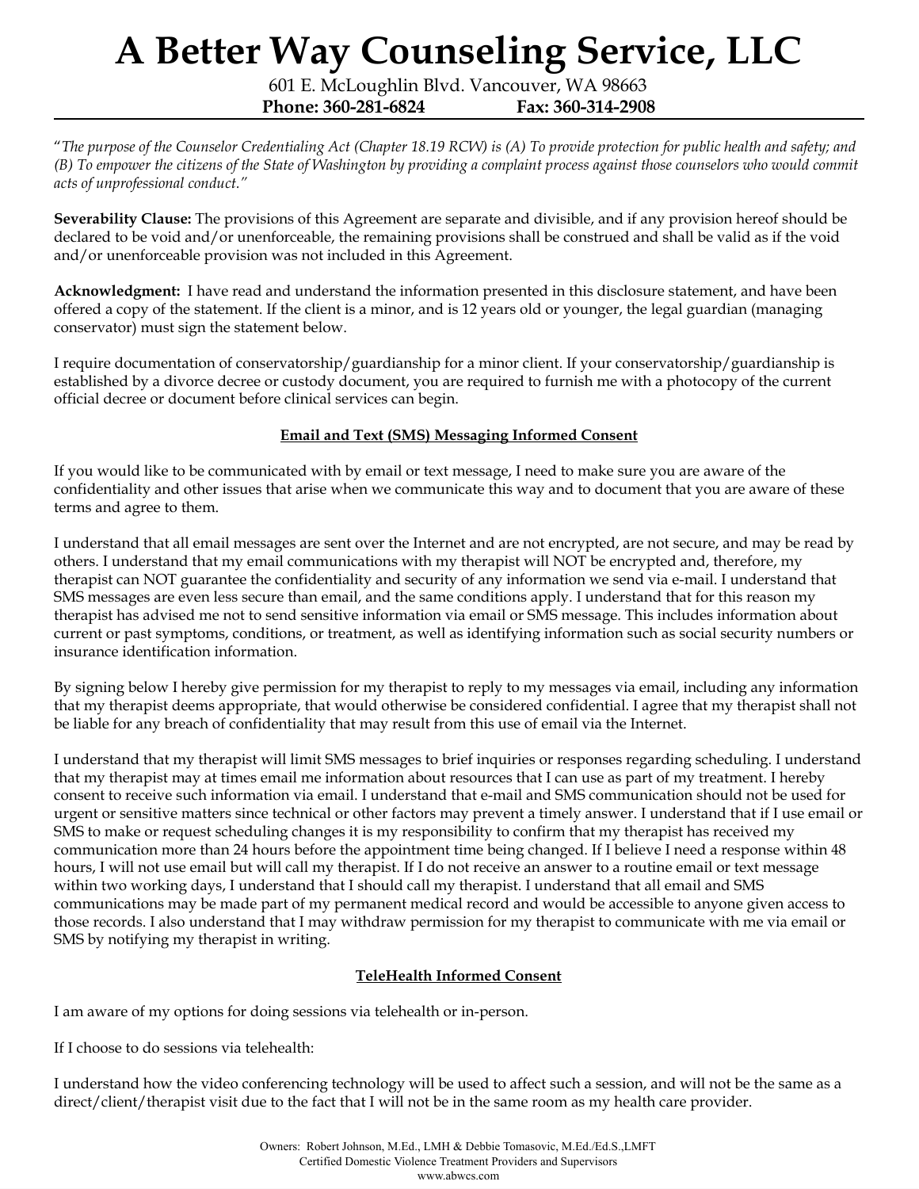"*The purpose of the Counselor Credentialing Act (Chapter 18.19 RCW) is (A) To provide protection for public health and safety; and (B) To empower the citizens of the State of Washington by providing a complaint process against those counselors who would commit acts of unprofessional conduct.*"

**Severability Clause:** The provisions of this Agreement are separate and divisible, and if any provision hereof should be declared to be void and/or unenforceable, the remaining provisions shall be construed and shall be valid as if the void and/or unenforceable provision was not included in this Agreement.

**Acknowledgment:** I have read and understand the information presented in this disclosure statement, and have been offered a copy of the statement. If the client is a minor, and is 12 years old or younger, the legal guardian (managing conservator) must sign the statement below.

I require documentation of conservatorship/guardianship for a minor client. If your conservatorship/guardianship is established by a divorce decree or custody document, you are required to furnish me with a photocopy of the current official decree or document before clinical services can begin.

**Email and Text (SMS) Messaging Informed Consent**

If you would like to be communicated with by email or text message, I need to make sure you are aware of the confidentiality and other issues that arise when we communicate this way and to document that you are aware of these terms and agree to them.

I understand that all email messages are sent over the Internet and are not encrypted, are not secure, and may be read by others. I understand that my email communications with my therapist will NOT be encrypted and, therefore, my therapist can NOT guarantee the confidentiality and security of any information we send via e-mail. I understand that SMS messages are even less secure than email, and the same conditions apply. I understand that for this reason my therapist has advised me not to send sensitive information via email or SMS message. This includes information about current or past symptoms, conditions, or treatment, as well as identifying information such as social security numbers or insurance identification information.

By signing below I hereby give permission for my therapist to reply to my messages via email, including any information that my therapist deems appropriate, that would otherwise be considered confidential. I agree that my therapist shall not be liable for any breach of confidentiality that may result from this use of email via the Internet.

I understand that my therapist will limit SMS messages to brief inquiries or responses regarding scheduling. I understand that my therapist may at times email me information about resources that I can use as part of my treatment. I hereby consent to receive such information via email. I understand that e-mail and SMS communication should not be used for urgent or sensitive matters since technical or other factors may prevent a timely answer. I understand that if I use email or SMS to make or request scheduling changes it is my responsibility to confirm that my therapist has received my communication more than 24 hours before the appointment time being changed. If I believe I need a response within 48 hours, I will not use email but will call my therapist. If I do not receive an answer to a routine email or text message within two working days, I understand that I should call my therapist. I understand that all email and SMS communications may be made part of my permanent medical record and would be accessible to anyone given access to those records. I also understand that I may withdraw permission for my therapist to communicate with me via email or SMS by notifying my therapist in writing.

**TeleHealth Informed Consent**

I am aware of my options for doing sessions via telehealth or in-person.

If I choose to do sessions via telehealth:

I understand how the video conferencing technology will be used to affect such a session, and will not be the same as a direct/client/therapist visit due to the fact that I will not be in the same room as my health care provider.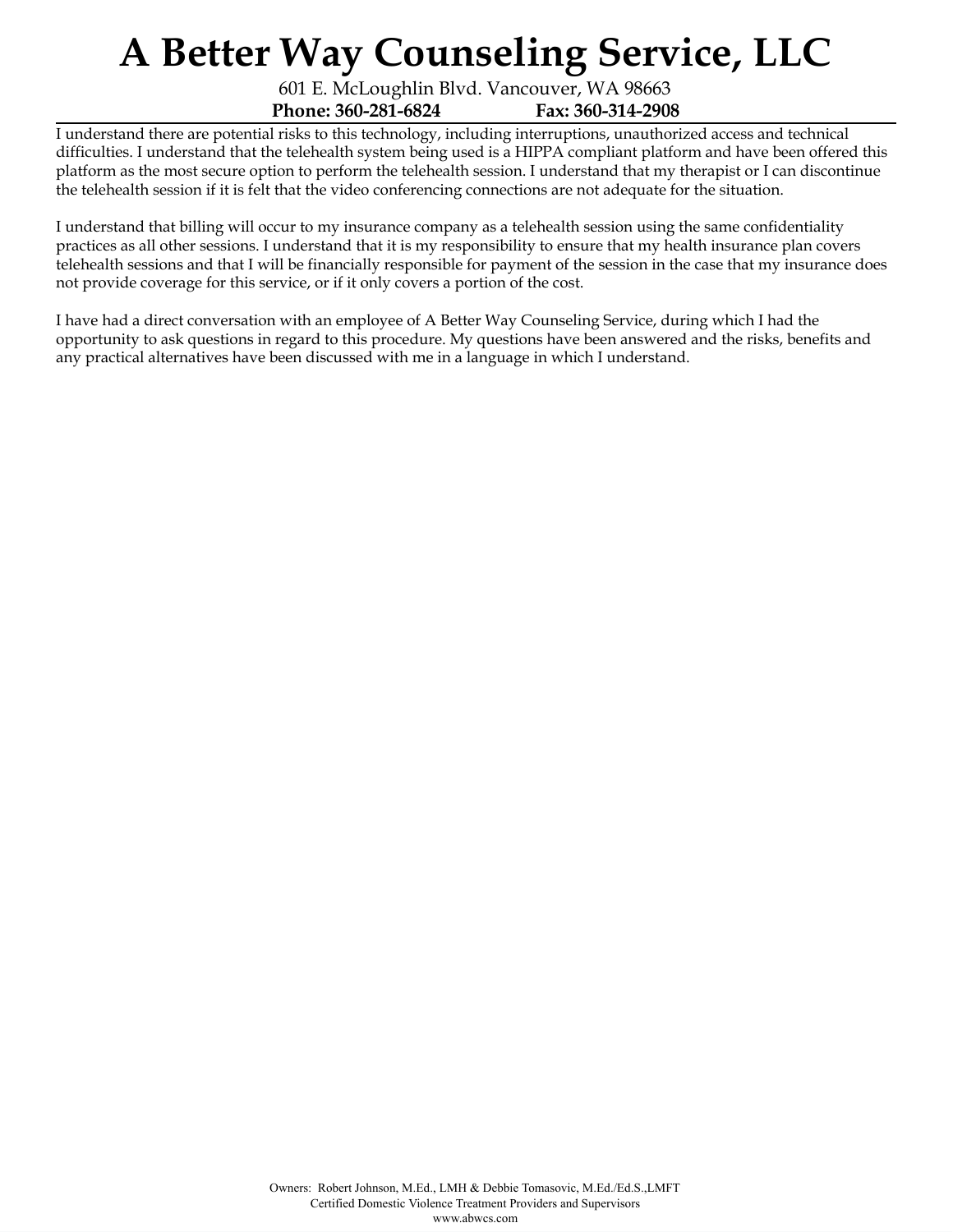I understand there are potential risks to this technology, including interruptions, unauthorized access and technical difficulties. I understand that the telehealth system being used is a HIPPA compliant platform and have been offered this platform as the most secure option to perform the telehealth session. I understand that my therapist or I can discontinue the telehealth session if it is felt that the video conferencing connections are not adequate for the situation.

I understand that billing will occur to my insurance company as a telehealth session using the same confidentiality practices as all other sessions. I understand that it is my responsibility to ensure that my health insurance plan covers telehealth sessions and that I will be financially responsible for payment of the session in the case that my insurance does not provide coverage for this service, or if it only covers a portion of the cost.

I have had a direct conversation with an employee of A Better Way Counseling Service, during which I had the opportunity to ask questions in regard to this procedure. My questions have been answered and the risks, benefits and any practical alternatives have been discussed with me in a language in which I understand.